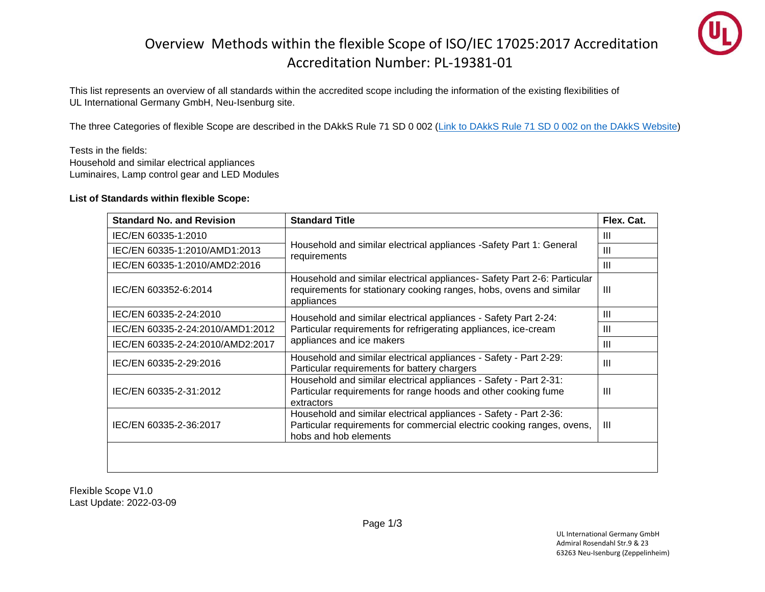# Overview Methods within the flexible Scope of ISO/IEC 17025:2017 Accreditation
# Accreditation Number: PL-19381-01

This list represents an overview of all standards within the accredited scope including the information of the existing flexibilities of UL International Germany GmbH, Neu-Isenburg site.

The three Categories of flexible Scope are described in the DAkkS Rule 71 SD 0 002 (Link to DAkkS Rule 71 SD 0 002 on the DAkkS Website)

Tests in the fields:
Household and similar electrical appliances
Luminaires, Lamp control gear and LED Modules

**List of Standards within flexible Scope:**

| Standard No. and Revision | Standard Title | Flex. Cat. |
|---|---|---|
| IEC/EN 60335-1:2010 | Household and similar electrical appliances -Safety Part 1: General requirements | III |
| IEC/EN 60335-1:2010/AMD1:2013 | | III |
| IEC/EN 60335-1:2010/AMD2:2016 | | III |
| IEC/EN 603352-6:2014 | Household and similar electrical appliances- Safety Part 2-6: Particular requirements for stationary cooking ranges, hobs, ovens and similar appliances | III |
| IEC/EN 60335-2-24:2010 | Household and similar electrical appliances - Safety Part 2-24: Particular requirements for refrigerating appliances, ice-cream appliances and ice makers | III |
| IEC/EN 60335-2-24:2010/AMD1:2012 | | III |
| IEC/EN 60335-2-24:2010/AMD2:2017 | | III |
| IEC/EN 60335-2-29:2016 | Household and similar electrical appliances - Safety - Part 2-29: Particular requirements for battery chargers | III |
| IEC/EN 60335-2-31:2012 | Household and similar electrical appliances - Safety - Part 2-31: Particular requirements for range hoods and other cooking fume extractors | III |
| IEC/EN 60335-2-36:2017 | Household and similar electrical appliances - Safety - Part 2-36: Particular requirements for commercial electric cooking ranges, ovens, hobs and hob elements | III |

Flexible Scope V1.0
Last Update: 2022-03-09

UL International Germany GmbH
Admiral Rosendahl Str.9 & 23
63263 Neu-Isenburg (Zeppelinheim)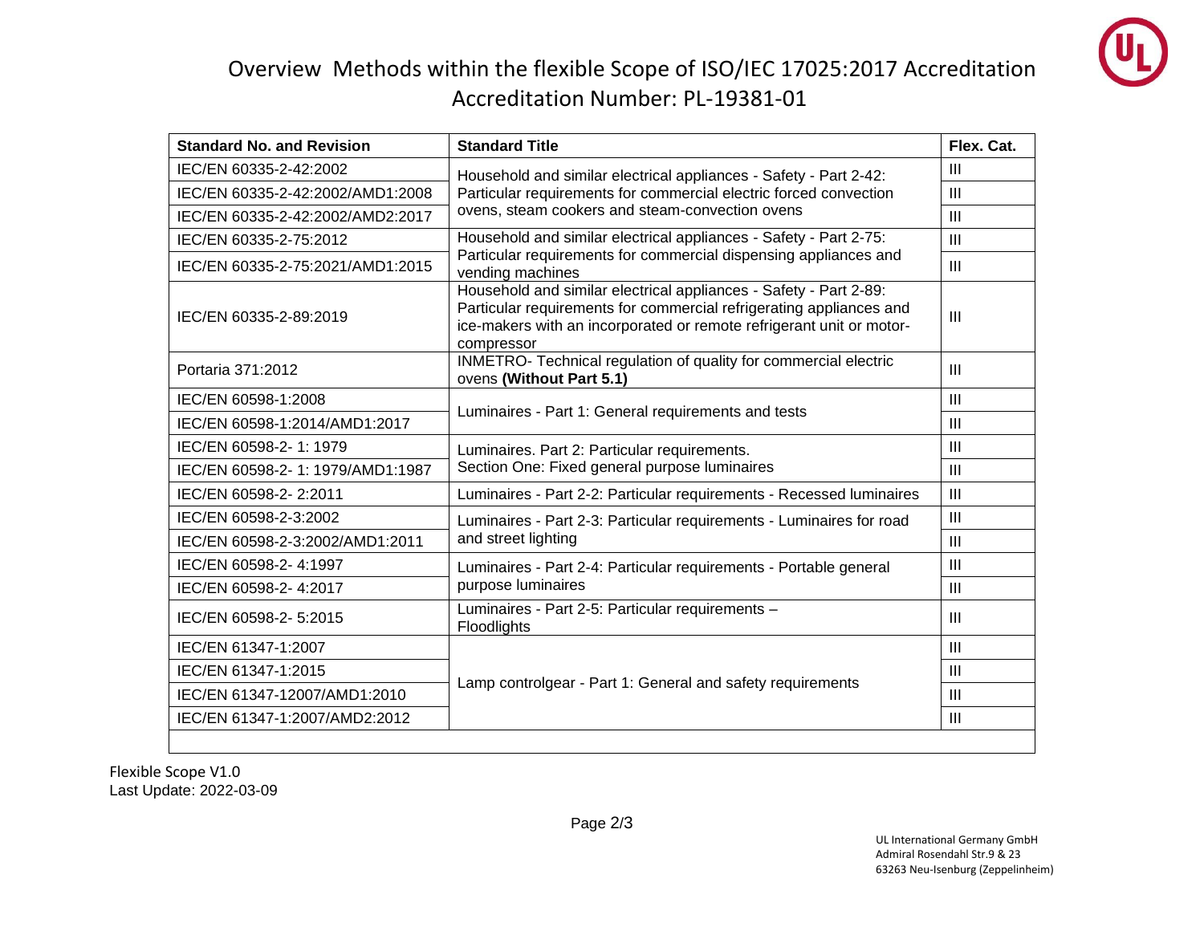# Overview Methods within the flexible Scope of ISO/IEC 17025:2017 Accreditation

## Accreditation Number: PL-19381-01

| Standard No. and Revision | Standard Title | Flex. Cat. |
|---|---|---|
| IEC/EN 60335-2-42:2002 | Household and similar electrical appliances - Safety - Part 2-42: Particular requirements for commercial electric forced convection ovens, steam cookers and steam-convection ovens | III |
| IEC/EN 60335-2-42:2002/AMD1:2008 | | III |
| IEC/EN 60335-2-42:2002/AMD2:2017 | | III |
| IEC/EN 60335-2-75:2012 | Household and similar electrical appliances - Safety - Part 2-75: Particular requirements for commercial dispensing appliances and vending machines | III |
| IEC/EN 60335-2-75:2021/AMD1:2015 | | III |
| IEC/EN 60335-2-89:2019 | Household and similar electrical appliances - Safety - Part 2-89: Particular requirements for commercial refrigerating appliances and ice-makers with an incorporated or remote refrigerant unit or motor-compressor | III |
| Portaria 371:2012 | INMETRO- Technical regulation of quality for commercial electric ovens **(Without Part 5.1)** | III |
| IEC/EN 60598-1:2008 | Luminaires - Part 1: General requirements and tests | III |
| IEC/EN 60598-1:2014/AMD1:2017 | | III |
| IEC/EN 60598-2- 1: 1979 | Luminaires. Part 2: Particular requirements. Section One: Fixed general purpose luminaires | III |
| IEC/EN 60598-2- 1: 1979/AMD1:1987 | | III |
| IEC/EN 60598-2- 2:2011 | Luminaires - Part 2-2: Particular requirements - Recessed luminaires | III |
| IEC/EN 60598-2-3:2002 | Luminaires - Part 2-3: Particular requirements - Luminaires for road and street lighting | III |
| IEC/EN 60598-2-3:2002/AMD1:2011 | | III |
| IEC/EN 60598-2- 4:1997 | Luminaires - Part 2-4: Particular requirements - Portable general purpose luminaires | III |
| IEC/EN 60598-2- 4:2017 | | III |
| IEC/EN 60598-2- 5:2015 | Luminaires - Part 2-5: Particular requirements – Floodlights | III |
| IEC/EN 61347-1:2007 | Lamp controlgear - Part 1: General and safety requirements | III |
| IEC/EN 61347-1:2015 | | III |
| IEC/EN 61347-12007/AMD1:2010 | | III |
| IEC/EN 61347-1:2007/AMD2:2012 | | III |

Flexible Scope V1.0
Last Update: 2022-03-09

UL International Germany GmbH
Admiral Rosendahl Str.9 & 23
63263 Neu-Isenburg (Zeppelinheim)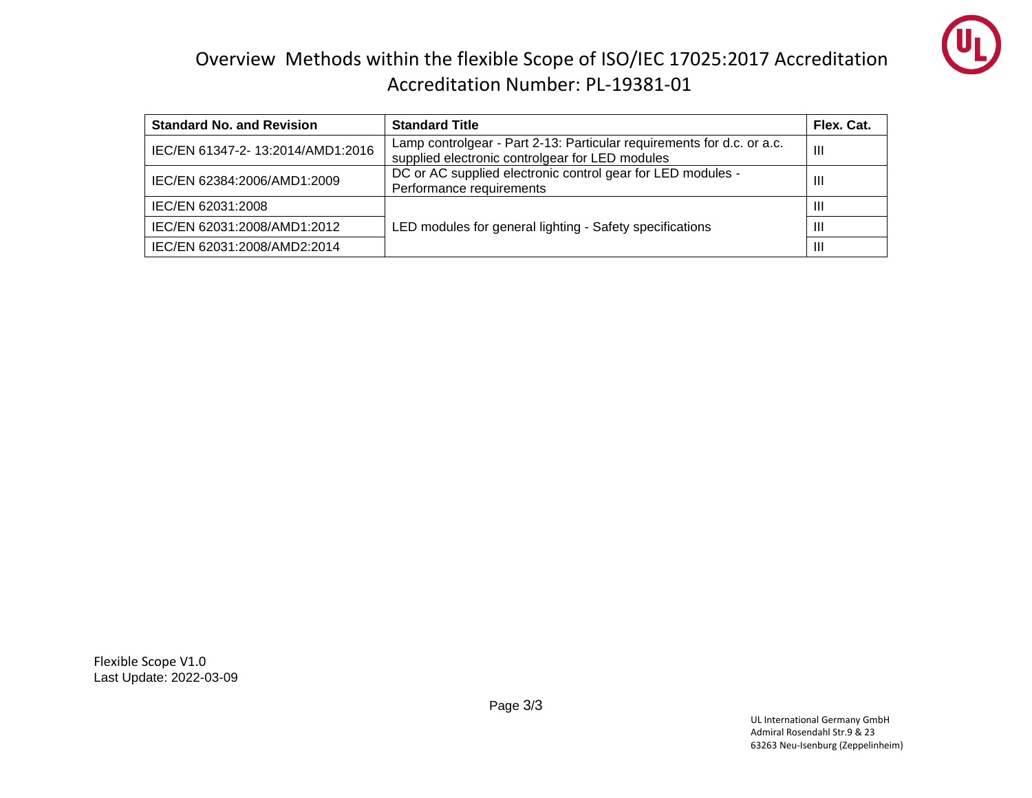# Overview Methods within the flexible Scope of ISO/IEC 17025:2017 Accreditation
## Accreditation Number: PL-19381-01

| Standard No. and Revision | Standard Title | Flex. Cat. |
| --- | --- | --- |
| IEC/EN 61347-2- 13:2014/AMD1:2016 | Lamp controlgear - Part 2-13: Particular requirements for d.c. or a.c. supplied electronic controlgear for LED modules | III |
| IEC/EN 62384:2006/AMD1:2009 | DC or AC supplied electronic control gear for LED modules - Performance requirements | III |
| IEC/EN 62031:2008 | LED modules for general lighting - Safety specifications | III |
| IEC/EN 62031:2008/AMD1:2012 | | III |
| IEC/EN 62031:2008/AMD2:2014 | | III |

Flexible Scope V1.0
Last Update: 2022-03-09

UL International Germany GmbH
Admiral Rosendahl Str.9 & 23
63263 Neu-Isenburg (Zeppelinheim)